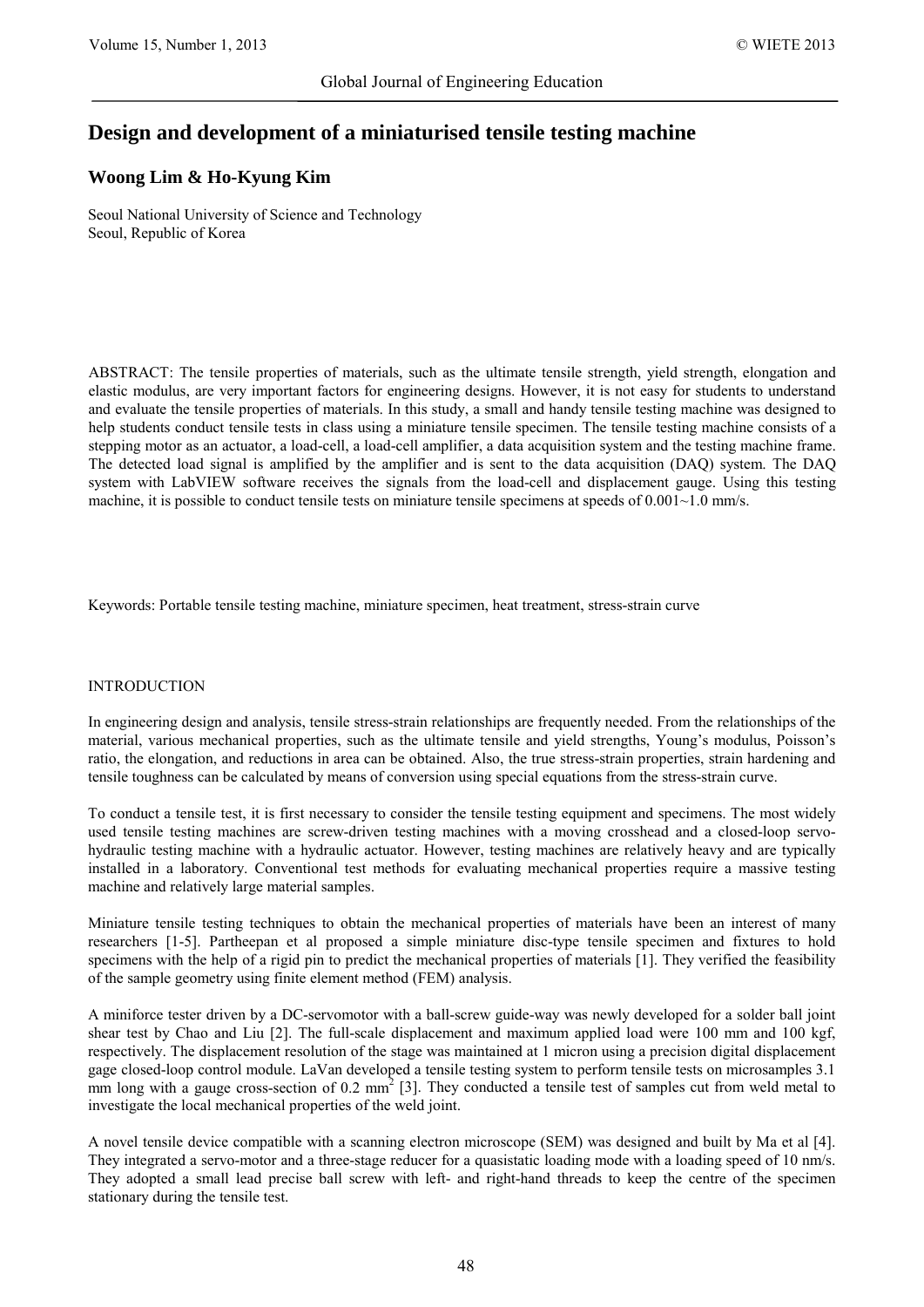# Design and development of a miniaturised tensile testing machine

**Woong Lim & Ho-Kyung Kim**

Seoul National University of Science and Technology
Seoul, Republic of Korea

ABSTRACT: The tensile properties of materials, such as the ultimate tensile strength, yield strength, elongation and elastic modulus, are very important factors for engineering designs. However, it is not easy for students to understand and evaluate the tensile properties of materials. In this study, a small and handy tensile testing machine was designed to help students conduct tensile tests in class using a miniature tensile specimen. The tensile testing machine consists of a stepping motor as an actuator, a load-cell, a load-cell amplifier, a data acquisition system and the testing machine frame. The detected load signal is amplified by the amplifier and is sent to the data acquisition (DAQ) system. The DAQ system with LabVIEW software receives the signals from the load-cell and displacement gauge. Using this testing machine, it is possible to conduct tensile tests on miniature tensile specimens at speeds of 0.001~1.0 mm/s.

Keywords: Portable tensile testing machine, miniature specimen, heat treatment, stress-strain curve

## INTRODUCTION

In engineering design and analysis, tensile stress-strain relationships are frequently needed. From the relationships of the material, various mechanical properties, such as the ultimate tensile and yield strengths, Young's modulus, Poisson's ratio, the elongation, and reductions in area can be obtained. Also, the true stress-strain properties, strain hardening and tensile toughness can be calculated by means of conversion using special equations from the stress-strain curve.

To conduct a tensile test, it is first necessary to consider the tensile testing equipment and specimens. The most widely used tensile testing machines are screw-driven testing machines with a moving crosshead and a closed-loop servo-hydraulic testing machine with a hydraulic actuator. However, testing machines are relatively heavy and are typically installed in a laboratory. Conventional test methods for evaluating mechanical properties require a massive testing machine and relatively large material samples.

Miniature tensile testing techniques to obtain the mechanical properties of materials have been an interest of many researchers [1-5]. Partheepan et al proposed a simple miniature disc-type tensile specimen and fixtures to hold specimens with the help of a rigid pin to predict the mechanical properties of materials [1]. They verified the feasibility of the sample geometry using finite element method (FEM) analysis.

A miniforce tester driven by a DC-servomotor with a ball-screw guide-way was newly developed for a solder ball joint shear test by Chao and Liu [2]. The full-scale displacement and maximum applied load were 100 mm and 100 kgf, respectively. The displacement resolution of the stage was maintained at 1 micron using a precision digital displacement gage closed-loop control module. LaVan developed a tensile testing system to perform tensile tests on microsamples 3.1 mm long with a gauge cross-section of 0.2 mm$^2$ [3]. They conducted a tensile test of samples cut from weld metal to investigate the local mechanical properties of the weld joint.

A novel tensile device compatible with a scanning electron microscope (SEM) was designed and built by Ma et al [4]. They integrated a servo-motor and a three-stage reducer for a quasistatic loading mode with a loading speed of 10 nm/s. They adopted a small lead precise ball screw with left- and right-hand threads to keep the centre of the specimen stationary during the tensile test.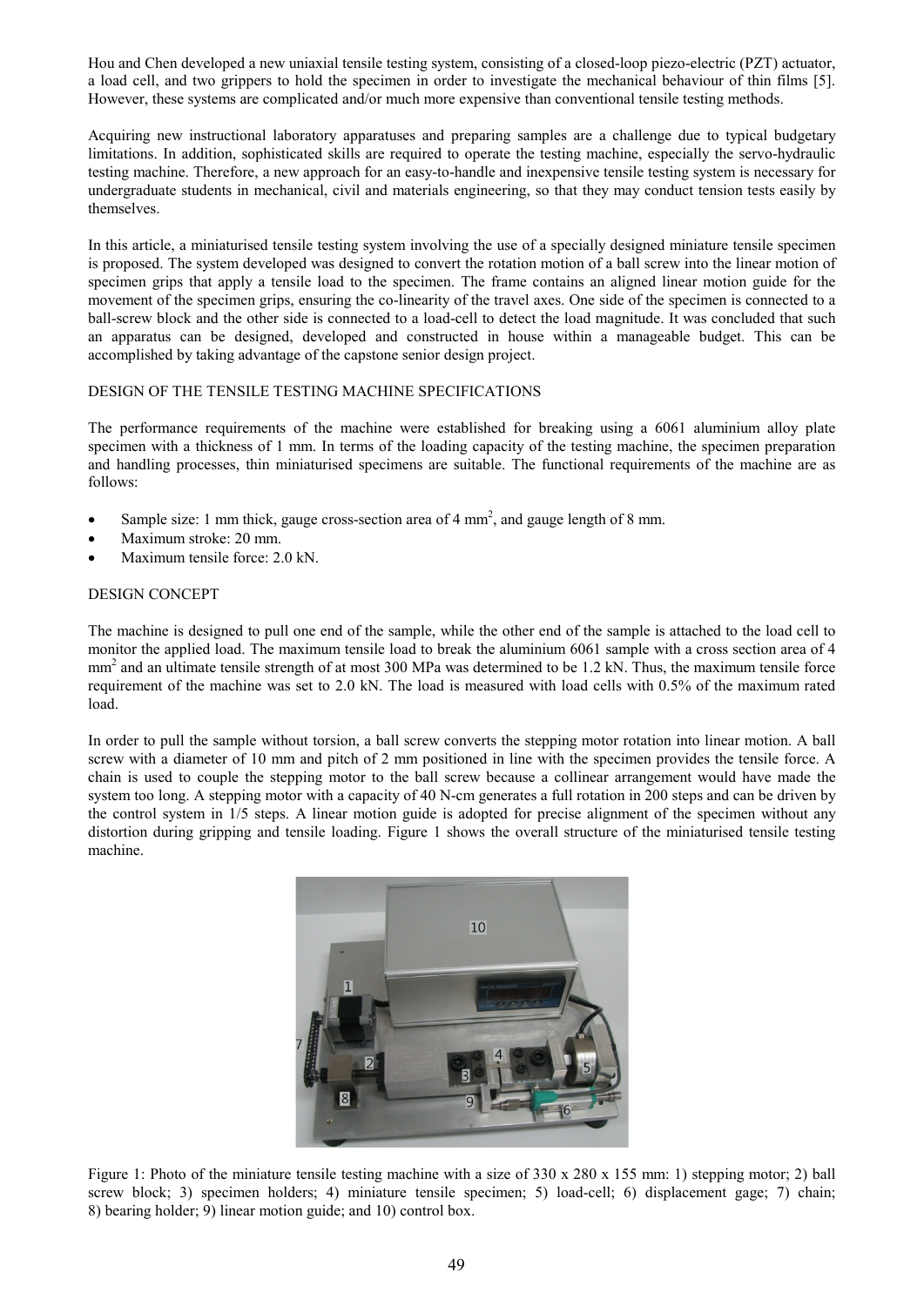Hou and Chen developed a new uniaxial tensile testing system, consisting of a closed-loop piezo-electric (PZT) actuator, a load cell, and two grippers to hold the specimen in order to investigate the mechanical behaviour of thin films [5]. However, these systems are complicated and/or much more expensive than conventional tensile testing methods.

Acquiring new instructional laboratory apparatuses and preparing samples are a challenge due to typical budgetary limitations. In addition, sophisticated skills are required to operate the testing machine, especially the servo-hydraulic testing machine. Therefore, a new approach for an easy-to-handle and inexpensive tensile testing system is necessary for undergraduate students in mechanical, civil and materials engineering, so that they may conduct tension tests easily by themselves.

In this article, a miniaturised tensile testing system involving the use of a specially designed miniature tensile specimen is proposed. The system developed was designed to convert the rotation motion of a ball screw into the linear motion of specimen grips that apply a tensile load to the specimen. The frame contains an aligned linear motion guide for the movement of the specimen grips, ensuring the co-linearity of the travel axes. One side of the specimen is connected to a ball-screw block and the other side is connected to a load-cell to detect the load magnitude. It was concluded that such an apparatus can be designed, developed and constructed in house within a manageable budget. This can be accomplished by taking advantage of the capstone senior design project.

## DESIGN OF THE TENSILE TESTING MACHINE SPECIFICATIONS

The performance requirements of the machine were established for breaking using a 6061 aluminium alloy plate specimen with a thickness of 1 mm. In terms of the loading capacity of the testing machine, the specimen preparation and handling processes, thin miniaturised specimens are suitable. The functional requirements of the machine are as follows:

- Sample size: 1 mm thick, gauge cross-section area of 4 mm$^2$, and gauge length of 8 mm.
- Maximum stroke: 20 mm.
- Maximum tensile force: 2.0 kN.

## DESIGN CONCEPT

The machine is designed to pull one end of the sample, while the other end of the sample is attached to the load cell to monitor the applied load. The maximum tensile load to break the aluminium 6061 sample with a cross section area of 4 mm$^2$ and an ultimate tensile strength of at most 300 MPa was determined to be 1.2 kN. Thus, the maximum tensile force requirement of the machine was set to 2.0 kN. The load is measured with load cells with 0.5% of the maximum rated load.

In order to pull the sample without torsion, a ball screw converts the stepping motor rotation into linear motion. A ball screw with a diameter of 10 mm and pitch of 2 mm positioned in line with the specimen provides the tensile force. A chain is used to couple the stepping motor to the ball screw because a collinear arrangement would have made the system too long. A stepping motor with a capacity of 40 N-cm generates a full rotation in 200 steps and can be driven by the control system in 1/5 steps. A linear motion guide is adopted for precise alignment of the specimen without any distortion during gripping and tensile loading. Figure 1 shows the overall structure of the miniaturised tensile testing machine.

Figure 1: Photo of the miniature tensile testing machine with a size of 330 x 280 x 155 mm: 1) stepping motor; 2) ball screw block; 3) specimen holders; 4) miniature tensile specimen; 5) load-cell; 6) displacement gage; 7) chain; 8) bearing holder; 9) linear motion guide; and 10) control box.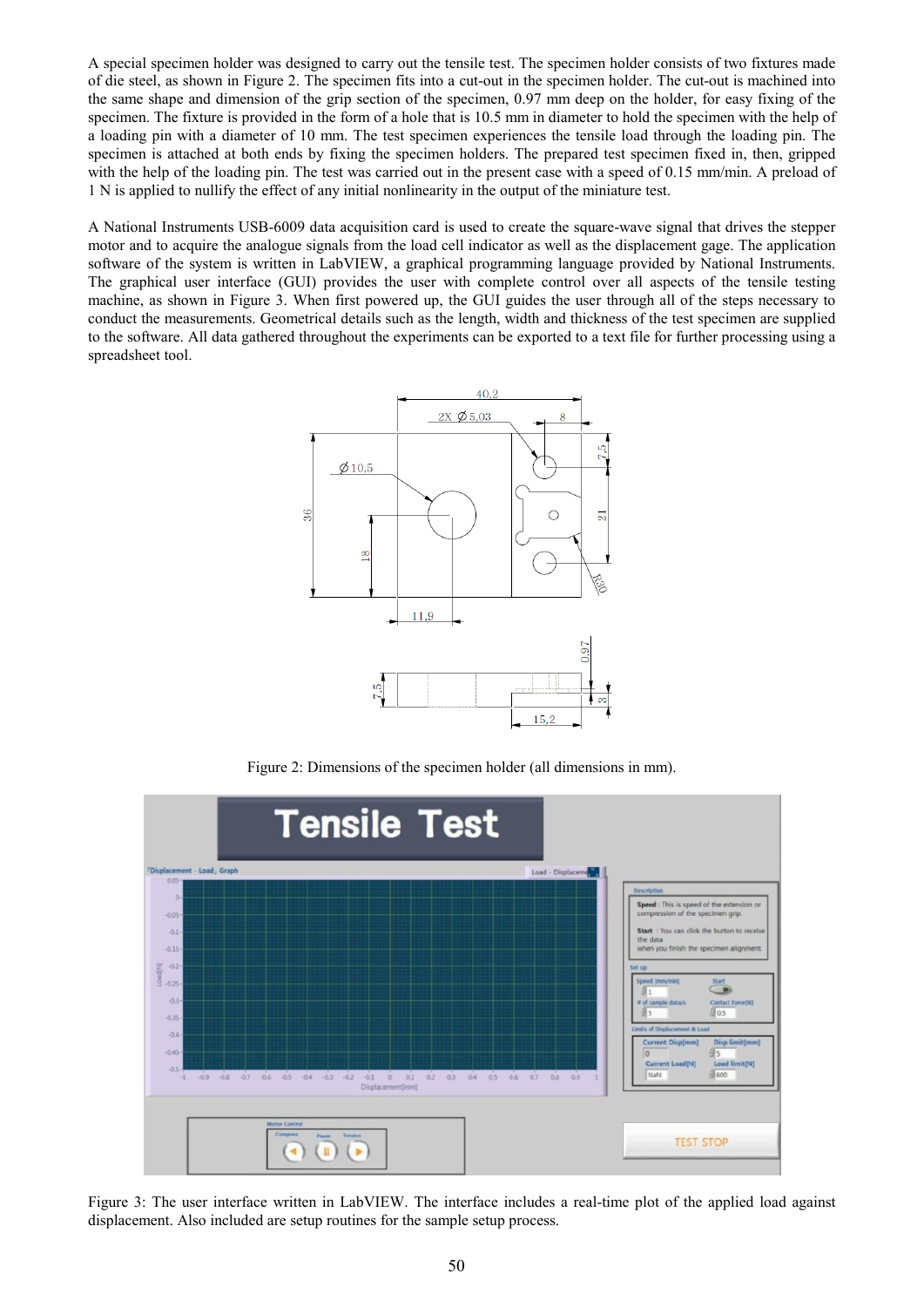A special specimen holder was designed to carry out the tensile test. The specimen holder consists of two fixtures made of die steel, as shown in Figure 2. The specimen fits into a cut-out in the specimen holder. The cut-out is machined into the same shape and dimension of the grip section of the specimen, 0.97 mm deep on the holder, for easy fixing of the specimen. The fixture is provided in the form of a hole that is 10.5 mm in diameter to hold the specimen with the help of a loading pin with a diameter of 10 mm. The test specimen experiences the tensile load through the loading pin. The specimen is attached at both ends by fixing the specimen holders. The prepared test specimen fixed in, then, gripped with the help of the loading pin. The test was carried out in the present case with a speed of 0.15 mm/min. A preload of 1 N is applied to nullify the effect of any initial nonlinearity in the output of the miniature test.

A National Instruments USB-6009 data acquisition card is used to create the square-wave signal that drives the stepper motor and to acquire the analogue signals from the load cell indicator as well as the displacement gage. The application software of the system is written in LabVIEW, a graphical programming language provided by National Instruments. The graphical user interface (GUI) provides the user with complete control over all aspects of the tensile testing machine, as shown in Figure 3. When first powered up, the GUI guides the user through all of the steps necessary to conduct the measurements. Geometrical details such as the length, width and thickness of the test specimen are supplied to the software. All data gathered throughout the experiments can be exported to a text file for further processing using a spreadsheet tool.

Figure 2: Dimensions of the specimen holder (all dimensions in mm).

Figure 3: The user interface written in LabVIEW. The interface includes a real-time plot of the applied load against displacement. Also included are setup routines for the sample setup process.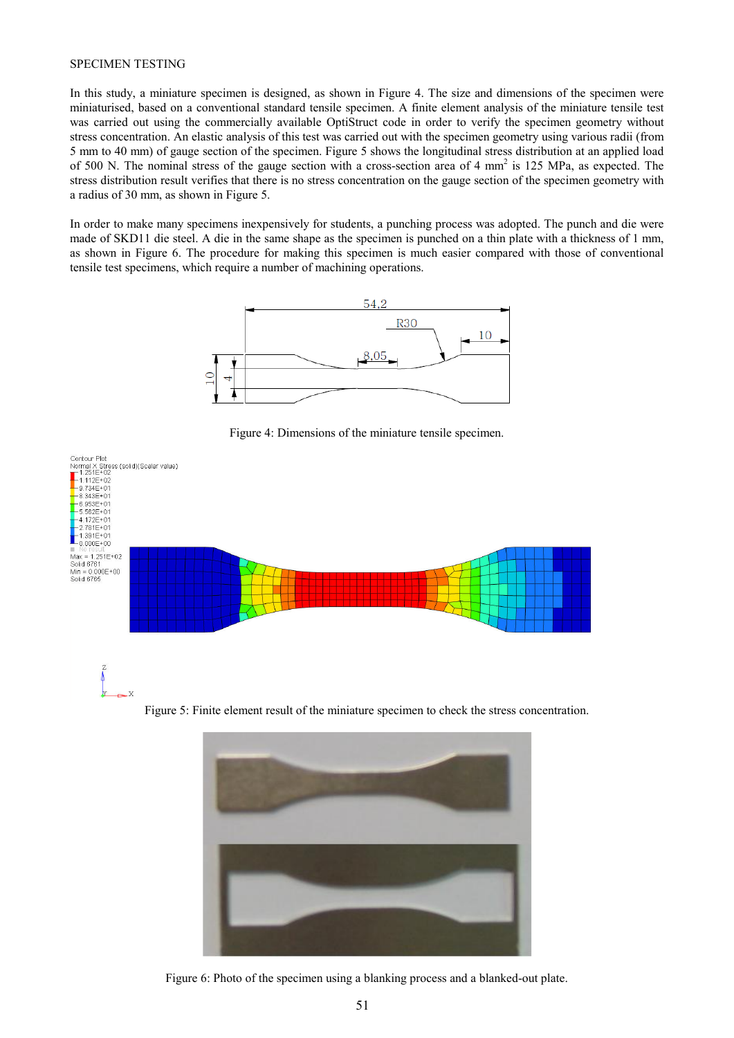SPECIMEN TESTING

In this study, a miniature specimen is designed, as shown in Figure 4. The size and dimensions of the specimen were miniaturised, based on a conventional standard tensile specimen. A finite element analysis of the miniature tensile test was carried out using the commercially available OptiStruct code in order to verify the specimen geometry without stress concentration. An elastic analysis of this test was carried out with the specimen geometry using various radii (from 5 mm to 40 mm) of gauge section of the specimen. Figure 5 shows the longitudinal stress distribution at an applied load of 500 N. The nominal stress of the gauge section with a cross-section area of 4 mm$^2$ is 125 MPa, as expected. The stress distribution result verifies that there is no stress concentration on the gauge section of the specimen geometry with a radius of 30 mm, as shown in Figure 5.

In order to make many specimens inexpensively for students, a punching process was adopted. The punch and die were made of SKD11 die steel. A die in the same shape as the specimen is punched on a thin plate with a thickness of 1 mm, as shown in Figure 6. The procedure for making this specimen is much easier compared with those of conventional tensile test specimens, which require a number of machining operations.

Figure 4: Dimensions of the miniature tensile specimen.

Figure 5: Finite element result of the miniature specimen to check the stress concentration.

Figure 6: Photo of the specimen using a blanking process and a blanked-out plate.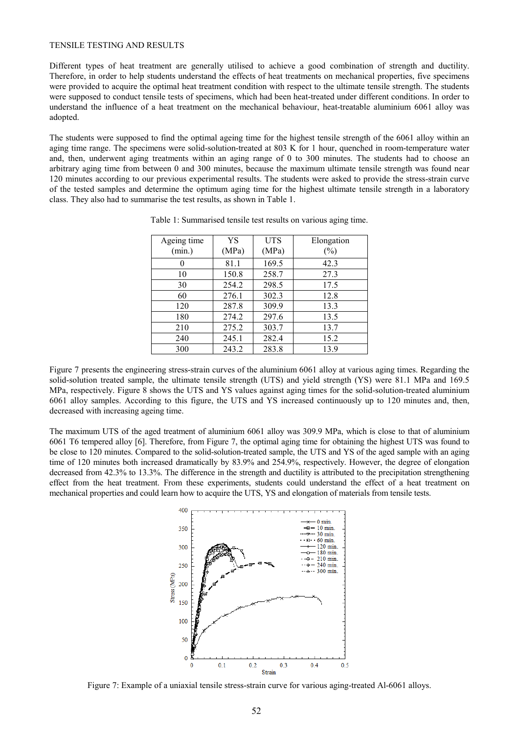TENSILE TESTING AND RESULTS

Different types of heat treatment are generally utilised to achieve a good combination of strength and ductility. Therefore, in order to help students understand the effects of heat treatments on mechanical properties, five specimens were provided to acquire the optimal heat treatment condition with respect to the ultimate tensile strength. The students were supposed to conduct tensile tests of specimens, which had been heat-treated under different conditions. In order to understand the influence of a heat treatment on the mechanical behaviour, heat-treatable aluminium 6061 alloy was adopted.

The students were supposed to find the optimal ageing time for the highest tensile strength of the 6061 alloy within an aging time range. The specimens were solid-solution-treated at 803 K for 1 hour, quenched in room-temperature water and, then, underwent aging treatments within an aging range of 0 to 300 minutes. The students had to choose an arbitrary aging time from between 0 and 300 minutes, because the maximum ultimate tensile strength was found near 120 minutes according to our previous experimental results. The students were asked to provide the stress-strain curve of the tested samples and determine the optimum aging time for the highest ultimate tensile strength in a laboratory class. They also had to summarise the test results, as shown in Table 1.

Table 1: Summarised tensile test results on various aging time.

| Ageing time (min.) | YS (MPa) | UTS (MPa) | Elongation (%) |
|---|---|---|---|
| 0 | 81.1 | 169.5 | 42.3 |
| 10 | 150.8 | 258.7 | 27.3 |
| 30 | 254.2 | 298.5 | 17.5 |
| 60 | 276.1 | 302.3 | 12.8 |
| 120 | 287.8 | 309.9 | 13.3 |
| 180 | 274.2 | 297.6 | 13.5 |
| 210 | 275.2 | 303.7 | 13.7 |
| 240 | 245.1 | 282.4 | 15.2 |
| 300 | 243.2 | 283.8 | 13.9 |

Figure 7 presents the engineering stress-strain curves of the aluminium 6061 alloy at various aging times. Regarding the solid-solution treated sample, the ultimate tensile strength (UTS) and yield strength (YS) were 81.1 MPa and 169.5 MPa, respectively. Figure 8 shows the UTS and YS values against aging times for the solid-solution-treated aluminium 6061 alloy samples. According to this figure, the UTS and YS increased continuously up to 120 minutes and, then, decreased with increasing ageing time.

The maximum UTS of the aged treatment of aluminium 6061 alloy was 309.9 MPa, which is close to that of aluminium 6061 T6 tempered alloy [6]. Therefore, from Figure 7, the optimal aging time for obtaining the highest UTS was found to be close to 120 minutes. Compared to the solid-solution-treated sample, the UTS and YS of the aged sample with an aging time of 120 minutes both increased dramatically by 83.9% and 254.9%, respectively. However, the degree of elongation decreased from 42.3% to 13.3%. The difference in the strength and ductility is attributed to the precipitation strengthening effect from the heat treatment. From these experiments, students could understand the effect of a heat treatment on mechanical properties and could learn how to acquire the UTS, YS and elongation of materials from tensile tests.

Figure 7: Example of a uniaxial tensile stress-strain curve for various aging-treated Al-6061 alloys.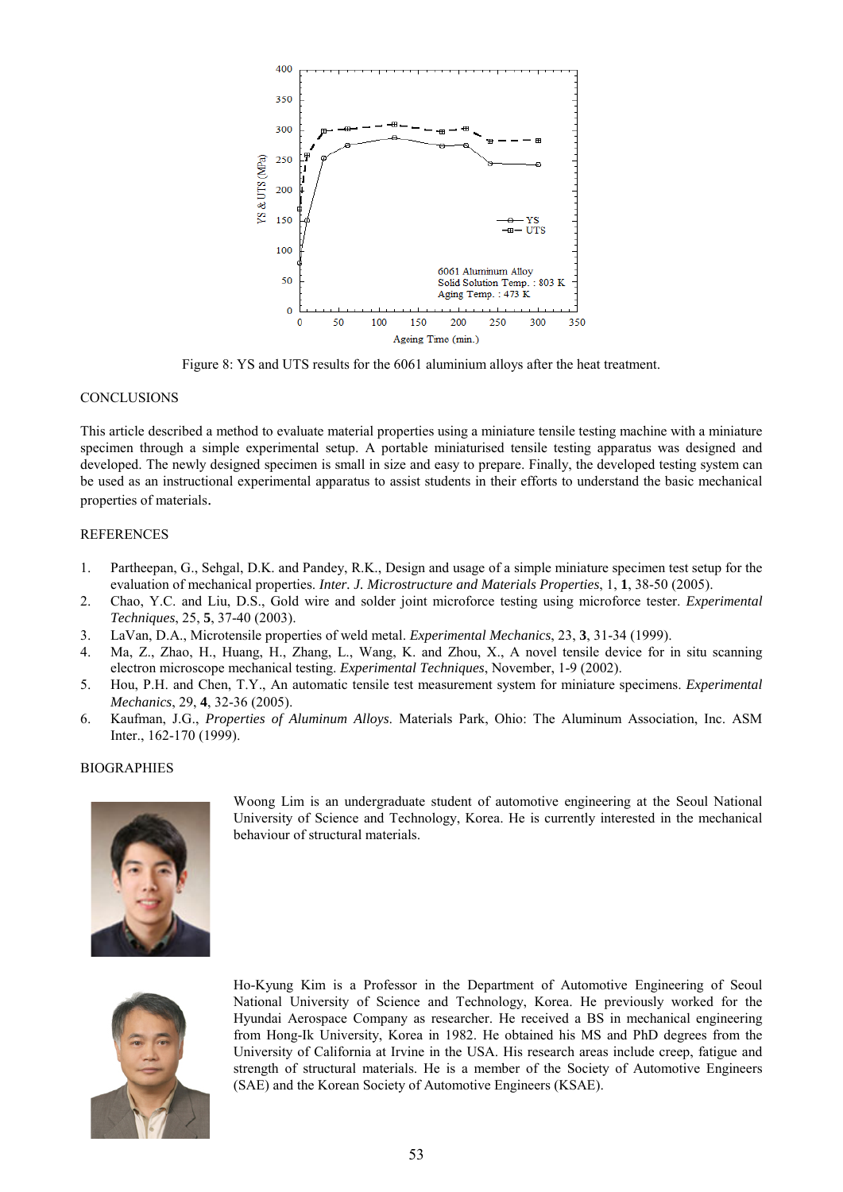400
350
300
250
200
150
100
50
0

YS & UTS (MPa)

0 50 100 150 200 250 300 350

Ageing Time (min.)

YS
UTS

6061 Aluminum Alloy
Solid Solution Temp. : 803 K
Aging Temp. : 473 K

Figure 8: YS and UTS results for the 6061 aluminium alloys after the heat treatment.

## CONCLUSIONS

This article described a method to evaluate material properties using a miniature tensile testing machine with a miniature specimen through a simple experimental setup. A portable miniaturised tensile testing apparatus was designed and developed. The newly designed specimen is small in size and easy to prepare. Finally, the developed testing system can be used as an instructional experimental apparatus to assist students in their efforts to understand the basic mechanical properties of materials.

## REFERENCES

1. Partheepan, G., Sehgal, D.K. and Pandey, R.K., Design and usage of a simple miniature specimen test setup for the evaluation of mechanical properties. *Inter. J. Microstructure and Materials Properties*, 1, **1**, 38-50 (2005).
2. Chao, Y.C. and Liu, D.S., Gold wire and solder joint microforce testing using microforce tester. *Experimental Techniques*, 25, **5**, 37-40 (2003).
3. LaVan, D.A., Microtensile properties of weld metal. *Experimental Mechanics*, 23, **3**, 31-34 (1999).
4. Ma, Z., Zhao, H., Huang, H., Zhang, L., Wang, K. and Zhou, X., A novel tensile device for in situ scanning electron microscope mechanical testing. *Experimental Techniques*, November, 1-9 (2002).
5. Hou, P.H. and Chen, T.Y., An automatic tensile test measurement system for miniature specimens. *Experimental Mechanics*, 29, **4**, 32-36 (2005).
6. Kaufman, J.G., *Properties of Aluminum Alloys*. Materials Park, Ohio: The Aluminum Association, Inc. ASM Inter., 162-170 (1999).

## BIOGRAPHIES

Woong Lim is an undergraduate student of automotive engineering at the Seoul National University of Science and Technology, Korea. He is currently interested in the mechanical behaviour of structural materials.

Ho-Kyung Kim is a Professor in the Department of Automotive Engineering of Seoul National University of Science and Technology, Korea. He previously worked for the Hyundai Aerospace Company as researcher. He received a BS in mechanical engineering from Hong-Ik University, Korea in 1982. He obtained his MS and PhD degrees from the University of California at Irvine in the USA. His research areas include creep, fatigue and strength of structural materials. He is a member of the Society of Automotive Engineers (SAE) and the Korean Society of Automotive Engineers (KSAE).